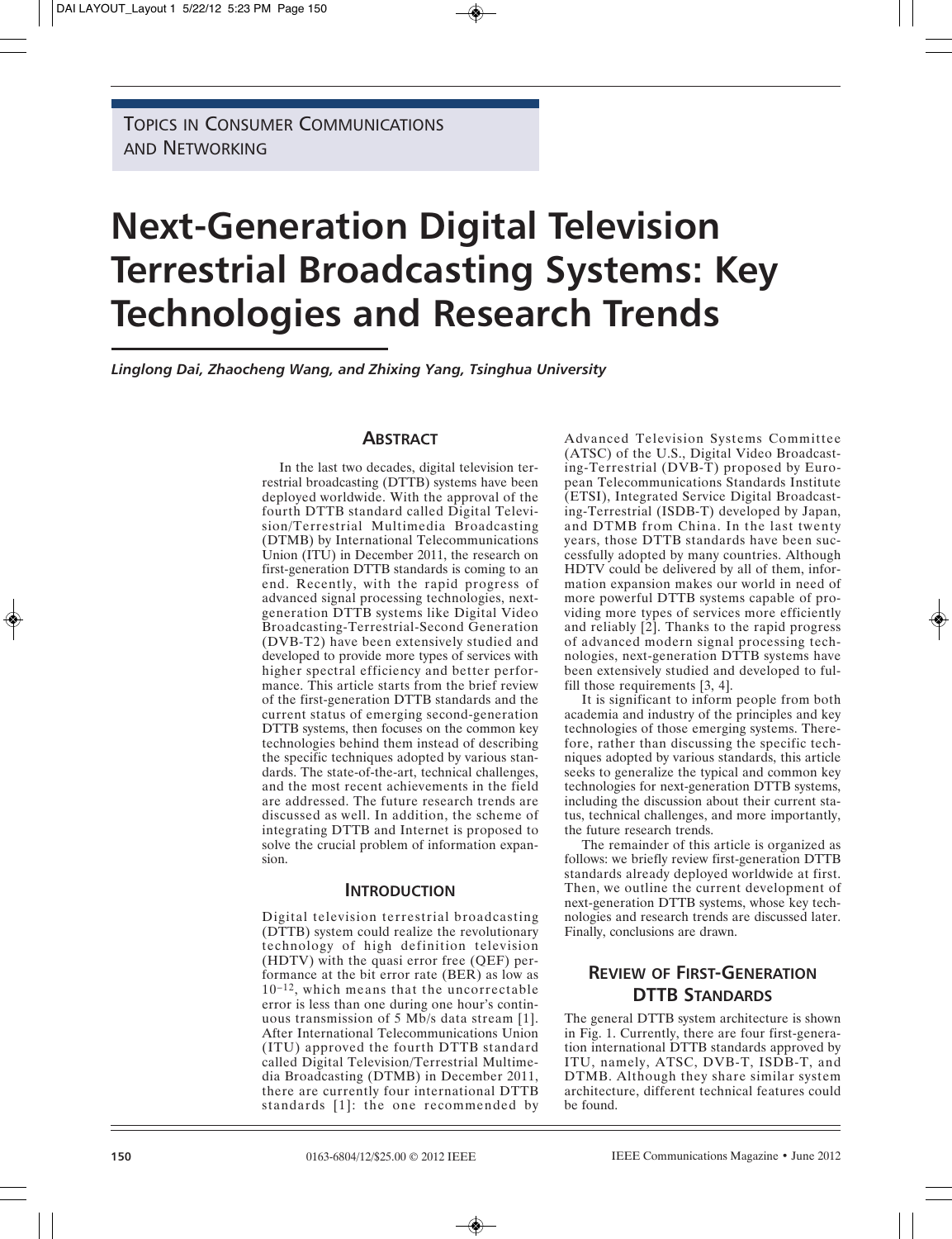TOPICS IN CONSUMER COMMUNICATIONS AND NETWORKING

# Next-Generation Digital Television Terrestrial Broadcasting Systems: Key Technologies and Research Trends

*Linglong Dai, Zhaocheng Wang, and Zhixing Yang, Tsinghua University*

## ABSTRACT

In the last two decades, digital television terrestrial broadcasting (DTTB) systems have been deployed worldwide. With the approval of the fourth DTTB standard called Digital Television/Terrestrial Multimedia Broadcasting (DTMB) by International Telecommunications Union (ITU) in December 2011, the research on first-generation DTTB standards is coming to an end. Recently, with the rapid progress of advanced signal processing technologies, next-generation DTTB systems like Digital Video Broadcasting-Terrestrial-Second Generation (DVB-T2) have been extensively studied and developed to provide more types of services with higher spectral efficiency and better performance. This article starts from the brief review of the first-generation DTTB standards and the current status of emerging second-generation DTTB systems, then focuses on the common key technologies behind them instead of describing the specific techniques adopted by various standards. The state-of-the-art, technical challenges, and the most recent achievements in the field are addressed. The future research trends are discussed as well. In addition, the scheme of integrating DTTB and Internet is proposed to solve the crucial problem of information expansion.

## INTRODUCTION

Digital television terrestrial broadcasting (DTTB) system could realize the revolutionary technology of high definition television (HDTV) with the quasi error free (QEF) performance at the bit error rate (BER) as low as $10^{-12}$, which means that the uncorrectable error is less than one during one hour's continuous transmission of 5 Mb/s data stream [1]. After International Telecommunications Union (ITU) approved the fourth DTTB standard called Digital Television/Terrestrial Multimedia Broadcasting (DTMB) in December 2011, there are currently four international DTTB standards [1]: the one recommended by Advanced Television Systems Committee (ATSC) of the U.S., Digital Video Broadcasting-Terrestrial (DVB-T) proposed by European Telecommunications Standards Institute (ETSI), Integrated Service Digital Broadcasting-Terrestrial (ISDB-T) developed by Japan, and DTMB from China. In the last twenty years, those DTTB standards have been successfully adopted by many countries. Although HDTV could be delivered by all of them, information expansion makes our world in need of more powerful DTTB systems capable of providing more types of services more efficiently and reliably [2]. Thanks to the rapid progress of advanced modern signal processing technologies, next-generation DTTB systems have been extensively studied and developed to fulfill those requirements [3, 4].

It is significant to inform people from both academia and industry of the principles and key technologies of those emerging systems. Therefore, rather than discussing the specific techniques adopted by various standards, this article seeks to generalize the typical and common key technologies for next-generation DTTB systems, including the discussion about their current status, technical challenges, and more importantly, the future research trends.

The remainder of this article is organized as follows: we briefly review first-generation DTTB standards already deployed worldwide at first. Then, we outline the current development of next-generation DTTB systems, whose key technologies and research trends are discussed later. Finally, conclusions are drawn.

## REVIEW OF FIRST-GENERATION DTTB STANDARDS

The general DTTB system architecture is shown in Fig. 1. Currently, there are four first-generation international DTTB standards approved by ITU, namely, ATSC, DVB-T, ISDB-T, and DTMB. Although they share similar system architecture, different technical features could be found.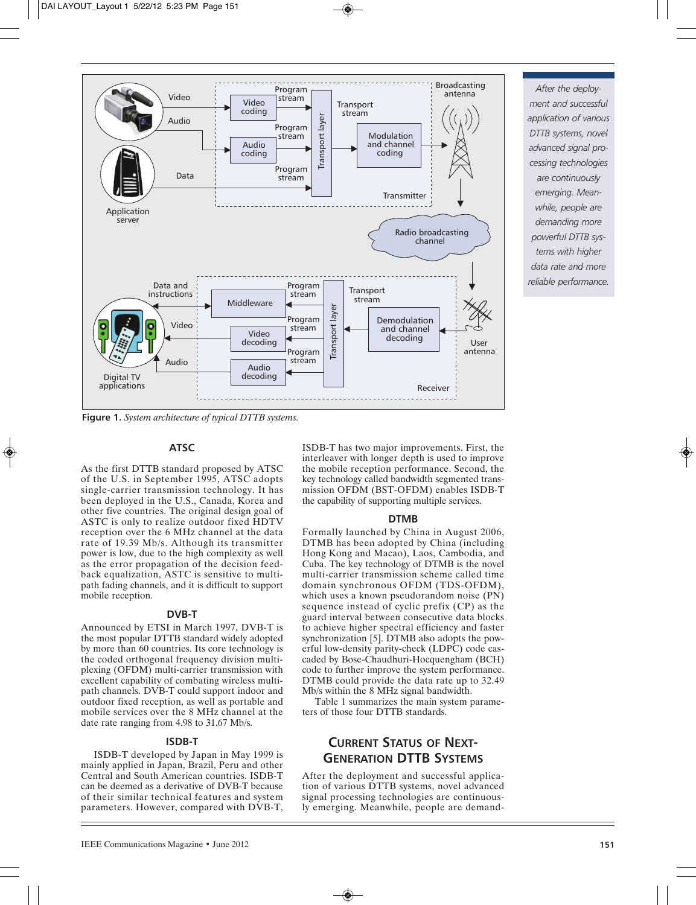Figure 1. *System architecture of typical DTTB systems.*

### ATSC

As the first DTTB standard proposed by ATSC of the U.S. in September 1995, ATSC adopts single-carrier transmission technology. It has been deployed in the U.S., Canada, Korea and other five countries. The original design goal of ASTC is only to realize outdoor fixed HDTV reception over the 6 MHz channel at the data rate of 19.39 Mb/s. Although its transmitter power is low, due to the high complexity as well as the error propagation of the decision feedback equalization, ASTC is sensitive to multipath fading channels, and it is difficult to support mobile reception.

### DVB-T

Announced by ETSI in March 1997, DVB-T is the most popular DTTB standard widely adopted by more than 60 countries. Its core technology is the coded orthogonal frequency division multiplexing (OFDM) multi-carrier transmission with excellent capability of combating wireless multipath channels. DVB-T could support indoor and outdoor fixed reception, as well as portable and mobile services over the 8 MHz channel at the date rate ranging from 4.98 to 31.67 Mb/s.

### ISDB-T

ISDB-T developed by Japan in May 1999 is mainly applied in Japan, Brazil, Peru and other Central and South American countries. ISDB-T can be deemed as a derivative of DVB-T because of their similar technical features and system parameters. However, compared with DVB-T, ISDB-T has two major improvements. First, the interleaver with longer depth is used to improve the mobile reception performance. Second, the key technology called bandwidth segmented transmission OFDM (BST-OFDM) enables ISDB-T the capability of supporting multiple services.

### DTMB

Formally launched by China in August 2006, DTMB has been adopted by China (including Hong Kong and Macao), Laos, Cambodia, and Cuba. The key technology of DTMB is the novel multi-carrier transmission scheme called time domain synchronous OFDM (TDS-OFDM), which uses a known pseudorandom noise (PN) sequence instead of cyclic prefix (CP) as the guard interval between consecutive data blocks to achieve higher spectral efficiency and faster synchronization [5]. DTMB also adopts the powerful low-density parity-check (LDPC) code cascaded by Bose-Chaudhuri-Hocquengham (BCH) code to further improve the system performance. DTMB could provide the data rate up to 32.49 Mb/s within the 8 MHz signal bandwidth.

Table 1 summarizes the main system parameters of those four DTTB standards.

## Current Status of Next-Generation DTTB Systems

*After the deployment and successful application of various DTTB systems, novel advanced signal processing technologies are continuously emerging. Meanwhile, people are demanding more powerful DTTB systems with higher data rate and more reliable performance.*

After the deployment and successful application of various DTTB systems, novel advanced signal processing technologies are continuously emerging. Meanwhile, people are demand-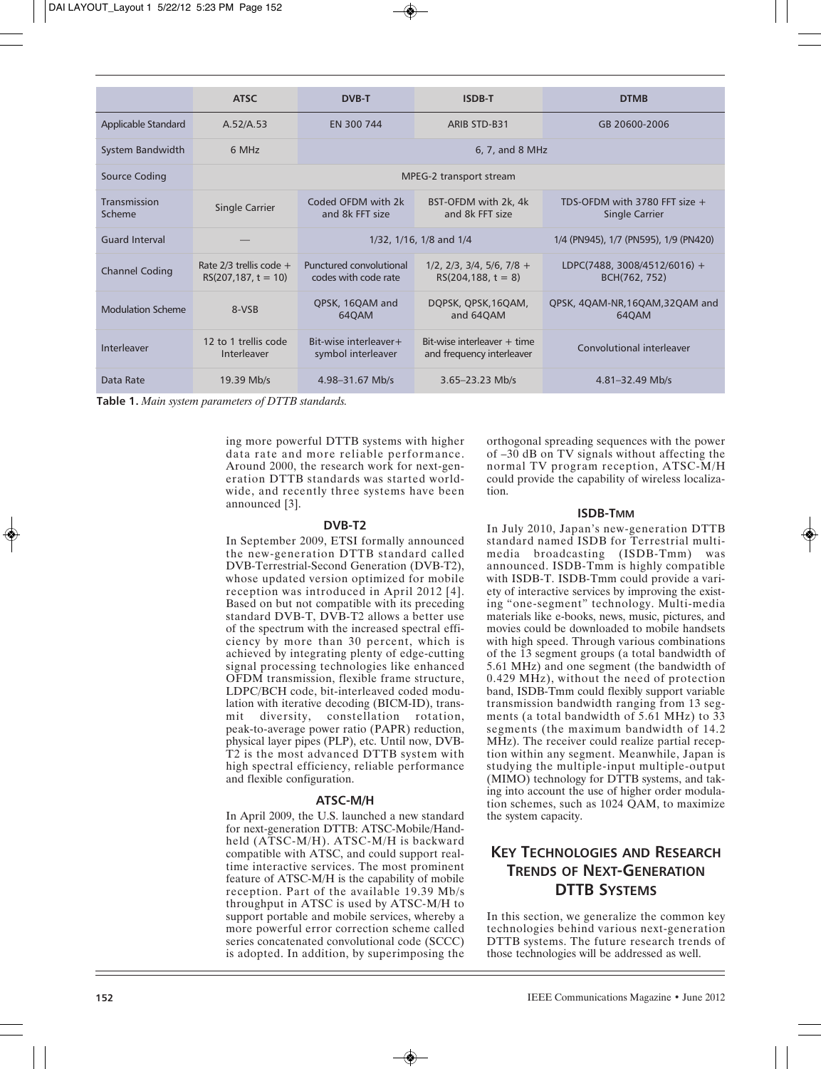|  | ATSC | DVB-T | ISDB-T | DTMB |
|---|---|---|---|---|
| Applicable Standard | A.52/A.53 | EN 300 744 | ARIB STD-B31 | GB 20600-2006 |
| System Bandwidth | 6 MHz | 6, 7, and 8 MHz | | |
| Source Coding | MPEG-2 transport stream | | | |
| Transmission Scheme | Single Carrier | Coded OFDM with 2k and 8k FFT size | BST-OFDM with 2k, 4k and 8k FFT size | TDS-OFDM with 3780 FFT size + Single Carrier |
| Guard Interval | — | 1/32, 1/16, 1/8 and 1/4 | | 1/4 (PN945), 1/7 (PN595), 1/9 (PN420) |
| Channel Coding | Rate 2/3 trellis code + RS(207,187, t = 10) | Punctured convolutional codes with code rate | 1/2, 2/3, 3/4, 5/6, 7/8 + RS(204,188, t = 8) | LDPC(7488, 3008/4512/6016) + BCH(762, 752) |
| Modulation Scheme | 8-VSB | QPSK, 16QAM and 64QAM | DQPSK, QPSK,16QAM, and 64QAM | QPSK, 4QAM-NR,16QAM,32QAM and 64QAM |
| Interleaver | 12 to 1 trellis code Interleaver | Bit-wise interleaver+ symbol interleaver | Bit-wise interleaver + time and frequency interleaver | Convolutional interleaver |
| Data Rate | 19.39 Mb/s | 4.98–31.67 Mb/s | 3.65–23.23 Mb/s | 4.81–32.49 Mb/s |

**Table 1.** *Main system parameters of DTTB standards.*

ing more powerful DTTB systems with higher data rate and more reliable performance. Around 2000, the research work for next-generation DTTB standards was started worldwide, and recently three systems have been announced [3].

### DVB-T2

In September 2009, ETSI formally announced the new-generation DTTB standard called DVB-Terrestrial-Second Generation (DVB-T2), whose updated version optimized for mobile reception was introduced in April 2012 [4]. Based on but not compatible with its preceding standard DVB-T, DVB-T2 allows a better use of the spectrum with the increased spectral efficiency by more than 30 percent, which is achieved by integrating plenty of edge-cutting signal processing technologies like enhanced OFDM transmission, flexible frame structure, LDPC/BCH code, bit-interleaved coded modulation with iterative decoding (BICM-ID), transmit diversity, constellation rotation, peak-to-average power ratio (PAPR) reduction, physical layer pipes (PLP), etc. Until now, DVB-T2 is the most advanced DTTB system with high spectral efficiency, reliable performance and flexible configuration.

### ATSC-M/H

In April 2009, the U.S. launched a new standard for next-generation DTTB: ATSC-Mobile/Handheld (ATSC-M/H). ATSC-M/H is backward compatible with ATSC, and could support real-time interactive services. The most prominent feature of ATSC-M/H is the capability of mobile reception. Part of the available 19.39 Mb/s throughput in ATSC is used by ATSC-M/H to support portable and mobile services, whereby a more powerful error correction scheme called series concatenated convolutional code (SCCC) is adopted. In addition, by superimposing the orthogonal spreading sequences with the power of –30 dB on TV signals without affecting the normal TV program reception, ATSC-M/H could provide the capability of wireless localization.

### ISDB-Tmm

In July 2010, Japan's new-generation DTTB standard named ISDB for Terrestrial multimedia broadcasting (ISDB-Tmm) was announced. ISDB-Tmm is highly compatible with ISDB-T. ISDB-Tmm could provide a variety of interactive services by improving the existing "one-segment" technology. Multi-media materials like e-books, news, music, pictures, and movies could be downloaded to mobile handsets with high speed. Through various combinations of the 13 segment groups (a total bandwidth of 5.61 MHz) and one segment (the bandwidth of 0.429 MHz), without the need of protection band, ISDB-Tmm could flexibly support variable transmission bandwidth ranging from 13 segments (a total bandwidth of 5.61 MHz) to 33 segments (the maximum bandwidth of 14.2 MHz). The receiver could realize partial reception within any segment. Meanwhile, Japan is studying the multiple-input multiple-output (MIMO) technology for DTTB systems, and taking into account the use of higher order modulation schemes, such as 1024 QAM, to maximize the system capacity.

## Key Technologies and Research Trends of Next-Generation DTTB Systems

In this section, we generalize the common key technologies behind various next-generation DTTB systems. The future research trends of those technologies will be addressed as well.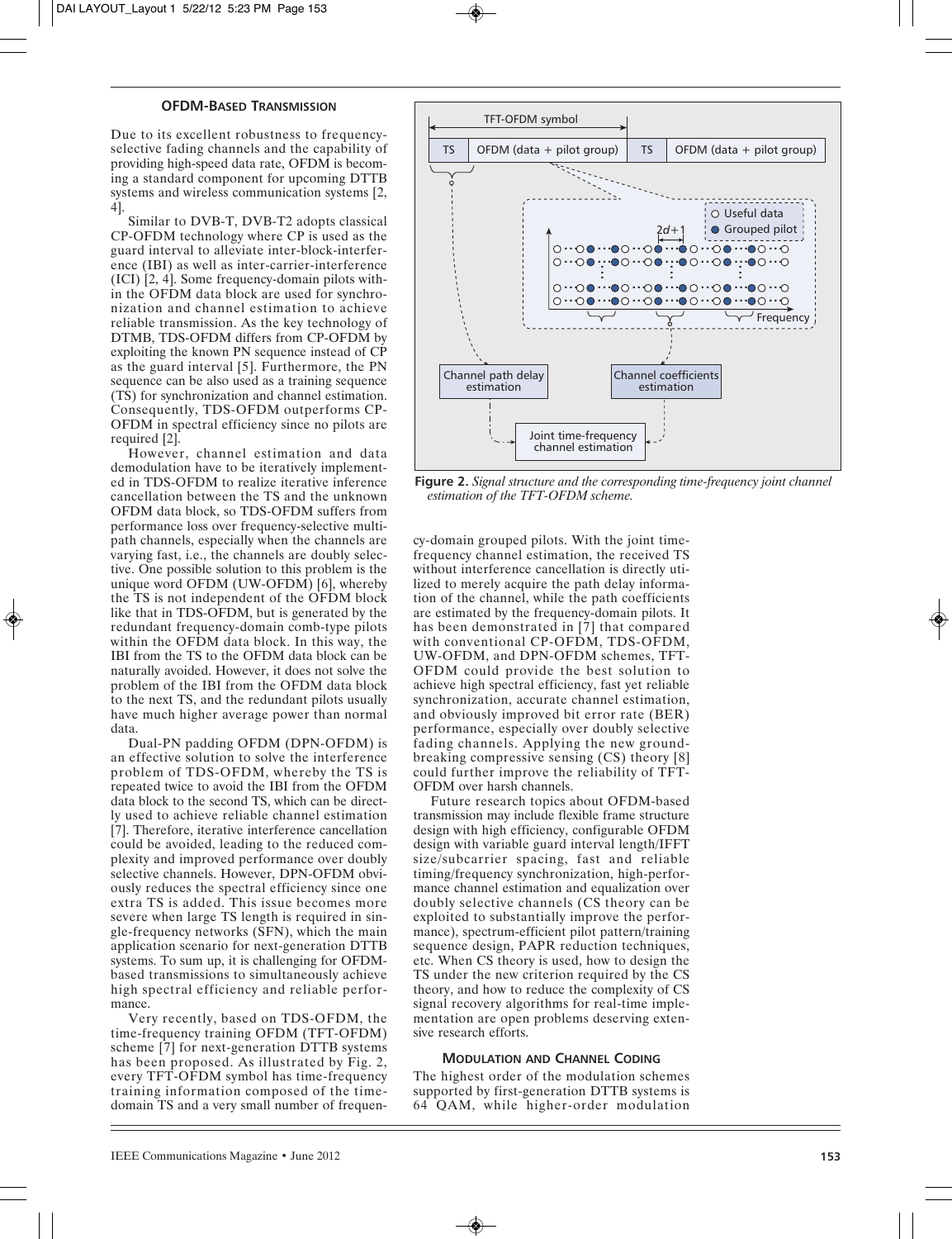### OFDM-Based Transmission

Due to its excellent robustness to frequency-selective fading channels and the capability of providing high-speed data rate, OFDM is becoming a standard component for upcoming DTTB systems and wireless communication systems [2, 4].

Similar to DVB-T, DVB-T2 adopts classical CP-OFDM technology where CP is used as the guard interval to alleviate inter-block-interference (IBI) as well as inter-carrier-interference (ICI) [2, 4]. Some frequency-domain pilots within the OFDM data block are used for synchronization and channel estimation to achieve reliable transmission. As the key technology of DTMB, TDS-OFDM differs from CP-OFDM by exploiting the known PN sequence instead of CP as the guard interval [5]. Furthermore, the PN sequence can be also used as a training sequence (TS) for synchronization and channel estimation. Consequently, TDS-OFDM outperforms CP-OFDM in spectral efficiency since no pilots are required [2].

However, channel estimation and data demodulation have to be iteratively implemented in TDS-OFDM to realize iterative inference cancellation between the TS and the unknown OFDM data block, so TDS-OFDM suffers from performance loss over frequency-selective multipath channels, especially when the channels are varying fast, i.e., the channels are doubly selective. One possible solution to this problem is the unique word OFDM (UW-OFDM) [6], whereby the TS is not independent of the OFDM block like that in TDS-OFDM, but is generated by the redundant frequency-domain comb-type pilots within the OFDM data block. In this way, the IBI from the TS to the OFDM data block can be naturally avoided. However, it does not solve the problem of the IBI from the OFDM data block to the next TS, and the redundant pilots usually have much higher average power than normal data.

Dual-PN padding OFDM (DPN-OFDM) is an effective solution to solve the interference problem of TDS-OFDM, whereby the TS is repeated twice to avoid the IBI from the OFDM data block to the second TS, which can be directly used to achieve reliable channel estimation [7]. Therefore, iterative interference cancellation could be avoided, leading to the reduced complexity and improved performance over doubly selective channels. However, DPN-OFDM obviously reduces the spectral efficiency since one extra TS is added. This issue becomes more severe when large TS length is required in single-frequency networks (SFN), which the main application scenario for next-generation DTTB systems. To sum up, it is challenging for OFDM-based transmissions to simultaneously achieve high spectral efficiency and reliable performance.

Very recently, based on TDS-OFDM, the time-frequency training OFDM (TFT-OFDM) scheme [7] for next-generation DTTB systems has been proposed. As illustrated by Fig. 2, every TFT-OFDM symbol has time-frequency training information composed of the time-domain TS and a very small number of frequency-domain grouped pilots. With the joint time-frequency channel estimation, the received TS without interference cancellation is directly utilized to merely acquire the path delay information of the channel, while the path coefficients are estimated by the frequency-domain pilots. It has been demonstrated in [7] that compared with conventional CP-OFDM, TDS-OFDM, UW-OFDM, and DPN-OFDM schemes, TFT-OFDM could provide the best solution to achieve high spectral efficiency, fast yet reliable synchronization, accurate channel estimation, and obviously improved bit error rate (BER) performance, especially over doubly selective fading channels. Applying the new groundbreaking compressive sensing (CS) theory [8] could further improve the reliability of TFT-OFDM over harsh channels.

**Figure 2.** *Signal structure and the corresponding time-frequency joint channel estimation of the TFT-OFDM scheme.*

Future research topics about OFDM-based transmission may include flexible frame structure design with high efficiency, configurable OFDM design with variable guard interval length/IFFT size/subcarrier spacing, fast and reliable timing/frequency synchronization, high-performance channel estimation and equalization over doubly selective channels (CS theory can be exploited to substantially improve the performance), spectrum-efficient pilot pattern/training sequence design, PAPR reduction techniques, etc. When CS theory is used, how to design the TS under the new criterion required by the CS theory, and how to reduce the complexity of CS signal recovery algorithms for real-time implementation are open problems deserving extensive research efforts.

### Modulation and Channel Coding

The highest order of the modulation schemes supported by first-generation DTTB systems is 64 QAM, while higher-order modulation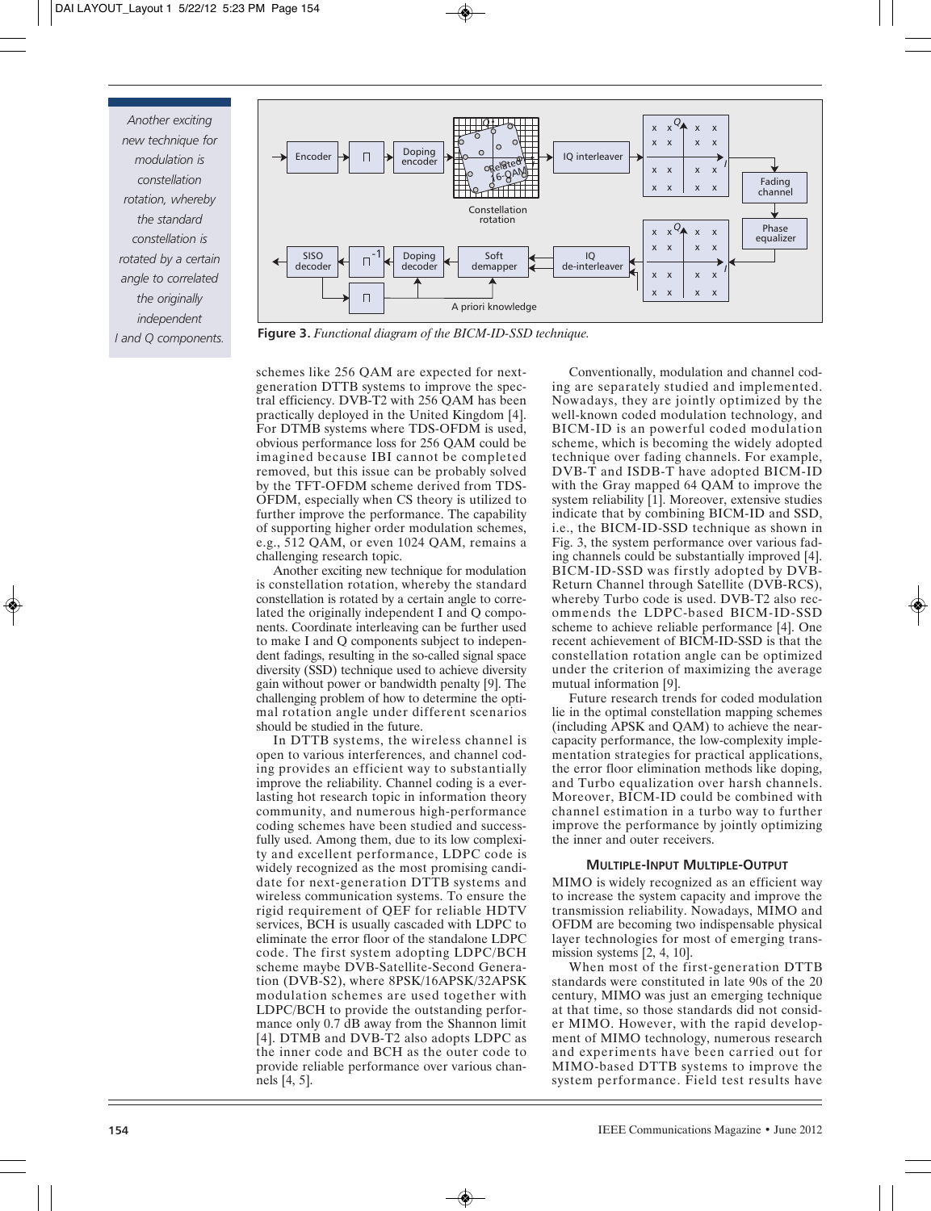*Another exciting new technique for modulation is constellation rotation, whereby the standard constellation is rotated by a certain angle to correlated the originally independent I and Q components.*

**Figure 3.** *Functional diagram of the BICM-ID-SSD technique.*

schemes like 256 QAM are expected for next-generation DTTB systems to improve the spectral efficiency. DVB-T2 with 256 QAM has been practically deployed in the United Kingdom [4]. For DTMB systems where TDS-OFDM is used, obvious performance loss for 256 QAM could be imagined because IBI cannot be completed removed, but this issue can be probably solved by the TFT-OFDM scheme derived from TDS-OFDM, especially when CS theory is utilized to further improve the performance. The capability of supporting higher order modulation schemes, e.g., 512 QAM, or even 1024 QAM, remains a challenging research topic.

Another exciting new technique for modulation is constellation rotation, whereby the standard constellation is rotated by a certain angle to correlated the originally independent I and Q components. Coordinate interleaving can be further used to make I and Q components subject to independent fadings, resulting in the so-called signal space diversity (SSD) technique used to achieve diversity gain without power or bandwidth penalty [9]. The challenging problem of how to determine the optimal rotation angle under different scenarios should be studied in the future.

In DTTB systems, the wireless channel is open to various interferences, and channel coding provides an efficient way to substantially improve the reliability. Channel coding is a everlasting hot research topic in information theory community, and numerous high-performance coding schemes have been studied and successfully used. Among them, due to its low complexity and excellent performance, LDPC code is widely recognized as the most promising candidate for next-generation DTTB systems and wireless communication systems. To ensure the rigid requirement of QEF for reliable HDTV services, BCH is usually cascaded with LDPC to eliminate the error floor of the standalone LDPC code. The first system adopting LDPC/BCH scheme maybe DVB-Satellite-Second Generation (DVB-S2), where 8PSK/16APSK/32APSK modulation schemes are used together with LDPC/BCH to provide the outstanding performance only 0.7 dB away from the Shannon limit [4]. DTMB and DVB-T2 also adopts LDPC as the inner code and BCH as the outer code to provide reliable performance over various channels [4, 5].

Conventionally, modulation and channel coding are separately studied and implemented. Nowadays, they are jointly optimized by the well-known coded modulation technology, and BICM-ID is an powerful coded modulation scheme, which is becoming the widely adopted technique over fading channels. For example, DVB-T and ISDB-T have adopted BICM-ID with the Gray mapped 64 QAM to improve the system reliability [1]. Moreover, extensive studies indicate that by combining BICM-ID and SSD, i.e., the BICM-ID-SSD technique as shown in Fig. 3, the system performance over various fading channels could be substantially improved [4]. BICM-ID-SSD was firstly adopted by DVB-Return Channel through Satellite (DVB-RCS), whereby Turbo code is used. DVB-T2 also recommends the LDPC-based BICM-ID-SSD scheme to achieve reliable performance [4]. One recent achievement of BICM-ID-SSD is that the constellation rotation angle can be optimized under the criterion of maximizing the average mutual information [9].

Future research trends for coded modulation lie in the optimal constellation mapping schemes (including APSK and QAM) to achieve the near-capacity performance, the low-complexity implementation strategies for practical applications, the error floor elimination methods like doping, and Turbo equalization over harsh channels. Moreover, BICM-ID could be combined with channel estimation in a turbo way to further improve the performance by jointly optimizing the inner and outer receivers.

### MULTIPLE-INPUT MULTIPLE-OUTPUT

MIMO is widely recognized as an efficient way to increase the system capacity and improve the transmission reliability. Nowadays, MIMO and OFDM are becoming two indispensable physical layer technologies for most of emerging transmission systems [2, 4, 10].

When most of the first-generation DTTB standards were constituted in late 90s of the 20 century, MIMO was just an emerging technique at that time, so those standards did not consider MIMO. However, with the rapid development of MIMO technology, numerous research and experiments have been carried out for MIMO-based DTTB systems to improve the system performance. Field test results have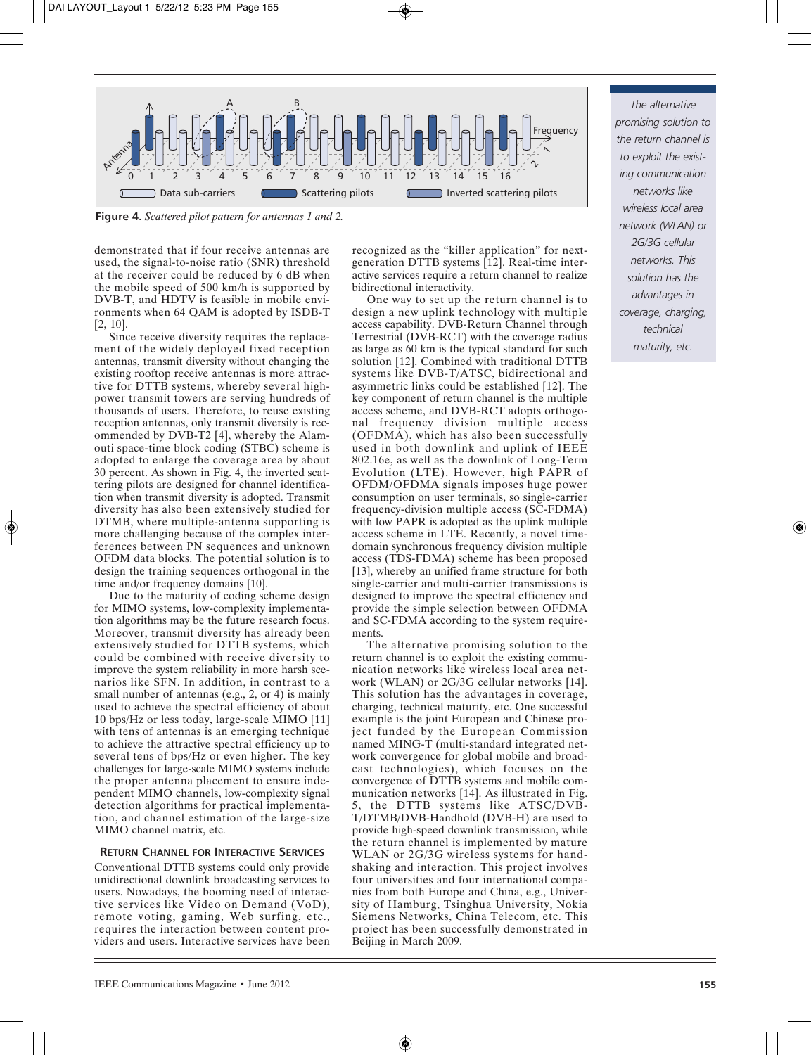Figure 4. *Scattered pilot pattern for antennas 1 and 2.*

demonstrated that if four receive antennas are used, the signal-to-noise ratio (SNR) threshold at the receiver could be reduced by 6 dB when the mobile speed of 500 km/h is supported by DVB-T, and HDTV is feasible in mobile environments when 64 QAM is adopted by ISDB-T [2, 10].

Since receive diversity requires the replacement of the widely deployed fixed reception antennas, transmit diversity without changing the existing rooftop receive antennas is more attractive for DTTB systems, whereby several high-power transmit towers are serving hundreds of thousands of users. Therefore, to reuse existing reception antennas, only transmit diversity is recommended by DVB-T2 [4], whereby the Alamouti space-time block coding (STBC) scheme is adopted to enlarge the coverage area by about 30 percent. As shown in Fig. 4, the inverted scattering pilots are designed for channel identification when transmit diversity is adopted. Transmit diversity has also been extensively studied for DTMB, where multiple-antenna supporting is more challenging because of the complex interferences between PN sequences and unknown OFDM data blocks. The potential solution is to design the training sequences orthogonal in the time and/or frequency domains [10].

Due to the maturity of coding scheme design for MIMO systems, low-complexity implementation algorithms may be the future research focus. Moreover, transmit diversity has already been extensively studied for DTTB systems, which could be combined with receive diversity to improve the system reliability in more harsh scenarios like SFN. In addition, in contrast to a small number of antennas (e.g., 2, or 4) is mainly used to achieve the spectral efficiency of about 10 bps/Hz or less today, large-scale MIMO [11] with tens of antennas is an emerging technique to achieve the attractive spectral efficiency up to several tens of bps/Hz or even higher. The key challenges for large-scale MIMO systems include the proper antenna placement to ensure independent MIMO channels, low-complexity signal detection algorithms for practical implementation, and channel estimation of the large-size MIMO channel matrix, etc.

## Return Channel for Interactive Services

Conventional DTTB systems could only provide unidirectional downlink broadcasting services to users. Nowadays, the booming need of interactive services like Video on Demand (VoD), remote voting, gaming, Web surfing, etc., requires the interaction between content providers and users. Interactive services have been recognized as the "killer application" for next-generation DTTB systems [12]. Real-time interactive services require a return channel to realize bidirectional interactivity.

One way to set up the return channel is to design a new uplink technology with multiple access capability. DVB-Return Channel through Terrestrial (DVB-RCT) with the coverage radius as large as 60 km is the typical standard for such solution [12]. Combined with traditional DTTB systems like DVB-T/ATSC, bidirectional and asymmetric links could be established [12]. The key component of return channel is the multiple access scheme, and DVB-RCT adopts orthogonal frequency division multiple access (OFDMA), which has also been successfully used in both downlink and uplink of IEEE 802.16e, as well as the downlink of Long-Term Evolution (LTE). However, high PAPR of OFDM/OFDMA signals imposes huge power consumption on user terminals, so single-carrier frequency-division multiple access (SC-FDMA) with low PAPR is adopted as the uplink multiple access scheme in LTE. Recently, a novel time-domain synchronous frequency division multiple access (TDS-FDMA) scheme has been proposed [13], whereby an unified frame structure for both single-carrier and multi-carrier transmissions is designed to improve the spectral efficiency and provide the simple selection between OFDMA and SC-FDMA according to the system requirements.

The alternative promising solution to the return channel is to exploit the existing communication networks like wireless local area network (WLAN) or 2G/3G cellular networks [14]. This solution has the advantages in coverage, charging, technical maturity, etc. One successful example is the joint European and Chinese project funded by the European Commission named MING-T (multi-standard integrated network convergence for global mobile and broadcast technologies), which focuses on the convergence of DTTB systems and mobile communication networks [14]. As illustrated in Fig. 5, the DTTB systems like ATSC/DVB-T/DTMB/DVB-Handhold (DVB-H) are used to provide high-speed downlink transmission, while the return channel is implemented by mature WLAN or 2G/3G wireless systems for handshaking and interaction. This project involves four universities and four international companies from both Europe and China, e.g., University of Hamburg, Tsinghua University, Nokia Siemens Networks, China Telecom, etc. This project has been successfully demonstrated in Beijing in March 2009.

*The alternative promising solution to the return channel is to exploit the existing communication networks like wireless local area network (WLAN) or 2G/3G cellular networks. This solution has the advantages in coverage, charging, technical maturity, etc.*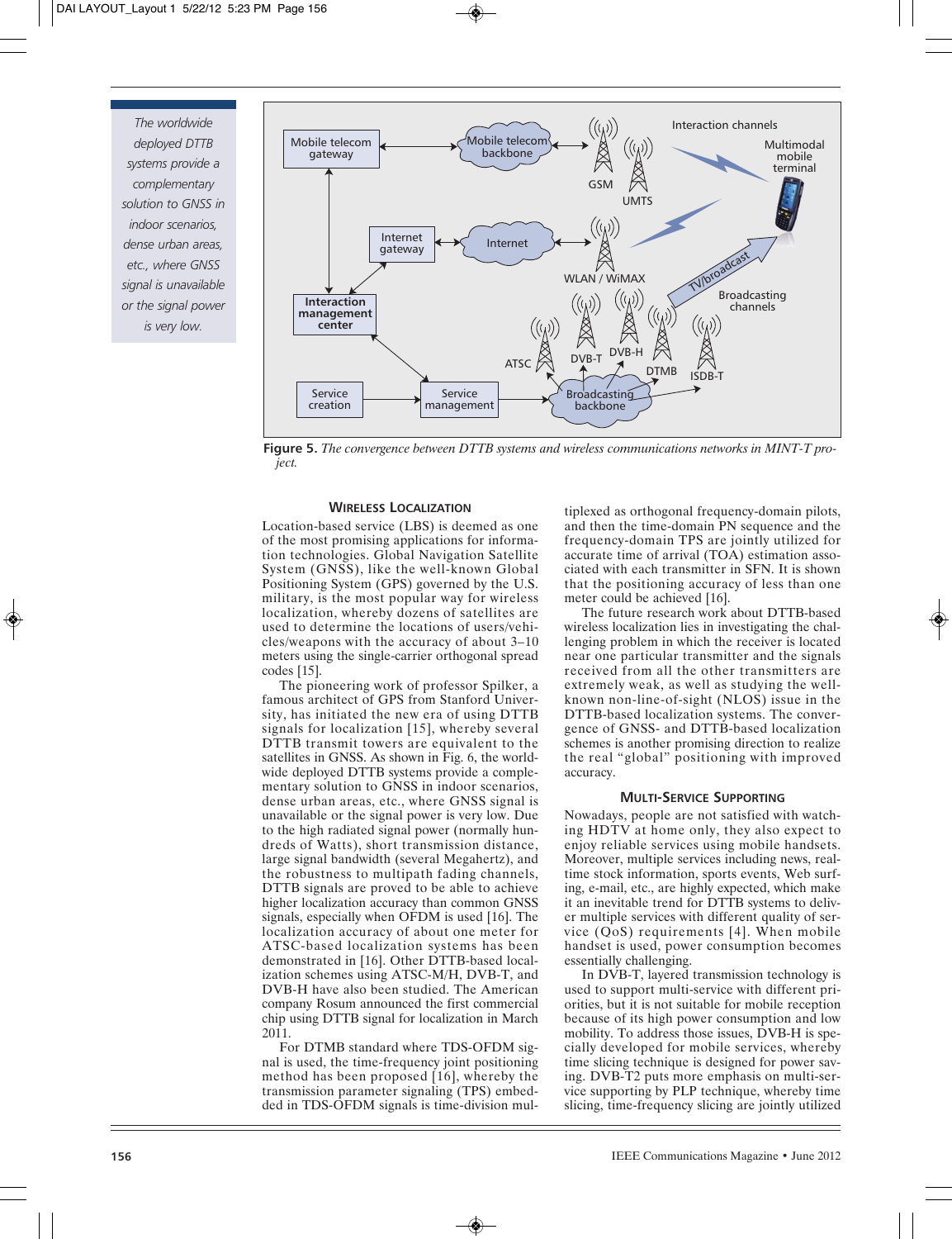*The worldwide deployed DTTB systems provide a complementary solution to GNSS in indoor scenarios, dense urban areas, etc., where GNSS signal is unavailable or the signal power is very low.*

**Figure 5.** *The convergence between DTTB systems and wireless communications networks in MINT-T project.*

### Wireless Localization

Location-based service (LBS) is deemed as one of the most promising applications for information technologies. Global Navigation Satellite System (GNSS), like the well-known Global Positioning System (GPS) governed by the U.S. military, is the most popular way for wireless localization, whereby dozens of satellites are used to determine the locations of users/vehicles/weapons with the accuracy of about 3–10 meters using the single-carrier orthogonal spread codes [15].

The pioneering work of professor Spilker, a famous architect of GPS from Stanford University, has initiated the new era of using DTTB signals for localization [15], whereby several DTTB transmit towers are equivalent to the satellites in GNSS. As shown in Fig. 6, the worldwide deployed DTTB systems provide a complementary solution to GNSS in indoor scenarios, dense urban areas, etc., where GNSS signal is unavailable or the signal power is very low. Due to the high radiated signal power (normally hundreds of Watts), short transmission distance, large signal bandwidth (several Megahertz), and the robustness to multipath fading channels, DTTB signals are proved to be able to achieve higher localization accuracy than common GNSS signals, especially when OFDM is used [16]. The localization accuracy of about one meter for ATSC-based localization systems has been demonstrated in [16]. Other DTTB-based localization schemes using ATSC-M/H, DVB-T, and DVB-H have also been studied. The American company Rosum announced the first commercial chip using DTTB signal for localization in March 2011.

For DTMB standard where TDS-OFDM signal is used, the time-frequency joint positioning method has been proposed [16], whereby the transmission parameter signaling (TPS) embedded in TDS-OFDM signals is time-division multiplexed as orthogonal frequency-domain pilots, and then the time-domain PN sequence and the frequency-domain TPS are jointly utilized for accurate time of arrival (TOA) estimation associated with each transmitter in SFN. It is shown that the positioning accuracy of less than one meter could be achieved [16].

The future research work about DTTB-based wireless localization lies in investigating the challenging problem in which the receiver is located near one particular transmitter and the signals received from all the other transmitters are extremely weak, as well as studying the well-known non-line-of-sight (NLOS) issue in the DTTB-based localization systems. The convergence of GNSS- and DTTB-based localization schemes is another promising direction to realize the real "global" positioning with improved accuracy.

### Multi-Service Supporting

Nowadays, people are not satisfied with watching HDTV at home only, they also expect to enjoy reliable services using mobile handsets. Moreover, multiple services including news, real-time stock information, sports events, Web surfing, e-mail, etc., are highly expected, which make it an inevitable trend for DTTB systems to deliver multiple services with different quality of service (QoS) requirements [4]. When mobile handset is used, power consumption becomes essentially challenging.

In DVB-T, layered transmission technology is used to support multi-service with different priorities, but it is not suitable for mobile reception because of its high power consumption and low mobility. To address those issues, DVB-H is specially developed for mobile services, whereby time slicing technique is designed for power saving. DVB-T2 puts more emphasis on multi-service supporting by PLP technique, whereby time slicing, time-frequency slicing are jointly utilized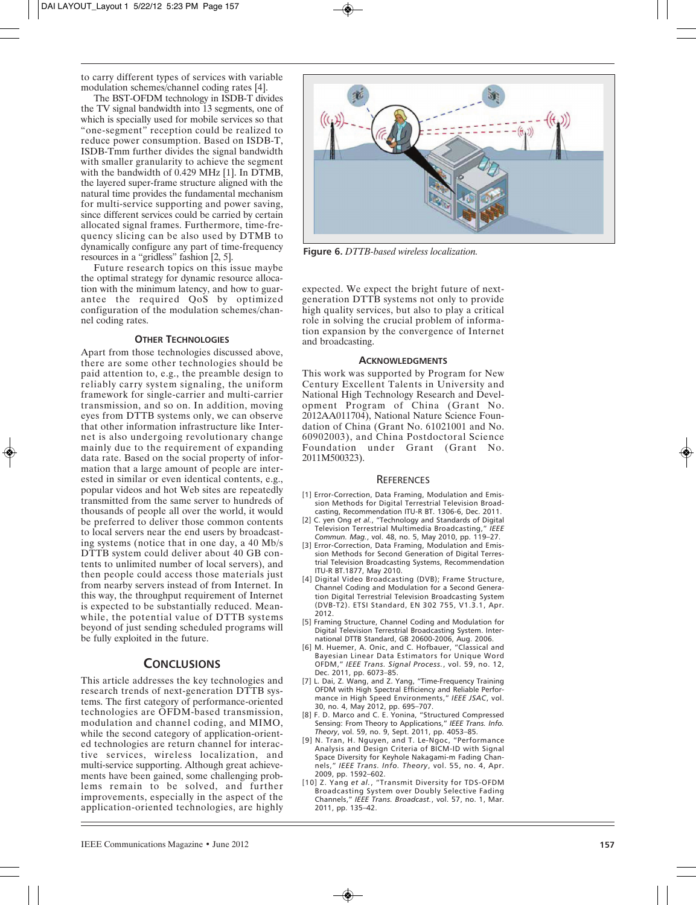to carry different types of services with variable modulation schemes/channel coding rates [4].

The BST-OFDM technology in ISDB-T divides the TV signal bandwidth into 13 segments, one of which is specially used for mobile services so that "one-segment" reception could be realized to reduce power consumption. Based on ISDB-T, ISDB-Tmm further divides the signal bandwidth with smaller granularity to achieve the segment with the bandwidth of 0.429 MHz [1]. In DTMB, the layered super-frame structure aligned with the natural time provides the fundamental mechanism for multi-service supporting and power saving, since different services could be carried by certain allocated signal frames. Furthermore, time-frequency slicing can be also used by DTMB to dynamically configure any part of time-frequency resources in a "gridless" fashion [2, 5].

Future research topics on this issue maybe the optimal strategy for dynamic resource allocation with the minimum latency, and how to guarantee the required QoS by optimized configuration of the modulation schemes/channel coding rates.

### Other Technologies

Apart from those technologies discussed above, there are some other technologies should be paid attention to, e.g., the preamble design to reliably carry system signaling, the uniform framework for single-carrier and multi-carrier transmission, and so on. In addition, moving eyes from DTTB systems only, we can observe that other information infrastructure like Internet is also undergoing revolutionary change mainly due to the requirement of expanding data rate. Based on the social property of information that a large amount of people are interested in similar or even identical contents, e.g., popular videos and hot Web sites are repeatedly transmitted from the same server to hundreds of thousands of people all over the world, it would be preferred to deliver those common contents to local servers near the end users by broadcasting systems (notice that in one day, a 40 Mb/s DTTB system could deliver about 40 GB contents to unlimited number of local servers), and then people could access those materials just from nearby servers instead of from Internet. In this way, the throughput requirement of Internet is expected to be substantially reduced. Meanwhile, the potential value of DTTB systems beyond of just sending scheduled programs will be fully exploited in the future.

## Conclusions

This article addresses the key technologies and research trends of next-generation DTTB systems. The first category of performance-oriented technologies are OFDM-based transmission, modulation and channel coding, and MIMO, while the second category of application-oriented technologies are return channel for interactive services, wireless localization, and multi-service supporting. Although great achievements have been gained, some challenging problems remain to be solved, and further improvements, especially in the aspect of the application-oriented technologies, are highly expected. We expect the bright future of next-generation DTTB systems not only to provide high quality services, but also to play a critical role in solving the crucial problem of information expansion by the convergence of Internet and broadcasting.

**Figure 6.** *DTTB-based wireless localization.*

## Acknowledgments

This work was supported by Program for New Century Excellent Talents in University and National High Technology Research and Development Program of China (Grant No. 2012AA011704), National Nature Science Foundation of China (Grant No. 61021001 and No. 60902003), and China Postdoctoral Science Foundation under Grant (Grant No. 2011M500323).

## References

[1] Error-Correction, Data Framing, Modulation and Emission Methods for Digital Terrestrial Television Broadcasting, Recommendation ITU-R BT. 1306-6, Dec. 2011.

[2] C. yen Ong *et al.*, "Technology and Standards of Digital Television Terrestrial Multimedia Broadcasting," *IEEE Commun. Mag.*, vol. 48, no. 5, May 2010, pp. 119–27.

[3] Error-Correction, Data Framing, Modulation and Emission Methods for Second Generation of Digital Terrestrial Television Broadcasting Systems, Recommendation ITU-R BT.1877, May 2010.

[4] Digital Video Broadcasting (DVB); Frame Structure, Channel Coding and Modulation for a Second Generation Digital Terrestrial Television Broadcasting System (DVB-T2). ETSI Standard, EN 302 755, V1.3.1, Apr. 2012.

[5] Framing Structure, Channel Coding and Modulation for Digital Television Terrestrial Broadcasting System. International DTTB Standard, GB 20600-2006, Aug. 2006.

[6] M. Huemer, A. Onic, and C. Hofbauer, "Classical and Bayesian Linear Data Estimators for Unique Word OFDM," *IEEE Trans. Signal Process.*, vol. 59, no. 12, Dec. 2011, pp. 6073–85.

[7] L. Dai, Z. Wang, and Z. Yang, "Time-Frequency Training OFDM with High Spectral Efficiency and Reliable Performance in High Speed Environments," *IEEE JSAC*, vol. 30, no. 4, May 2012, pp. 695–707.

[8] F. D. Marco and C. E. Yonina, "Structured Compressed Sensing: From Theory to Applications," *IEEE Trans. Info. Theory*, vol. 59, no. 9, Sept. 2011, pp. 4053–85.

[9] N. Tran, H. Nguyen, and T. Le-Ngoc, "Performance Analysis and Design Criteria of BICM-ID with Signal Space Diversity for Keyhole Nakagami-m Fading Channels," *IEEE Trans. Info. Theory*, vol. 55, no. 4, Apr. 2009, pp. 1592–602.

[10] Z. Yang *et al.*, "Transmit Diversity for TDS-OFDM Broadcasting System over Doubly Selective Fading Channels," *IEEE Trans. Broadcast.*, vol. 57, no. 1, Mar. 2011, pp. 135–42.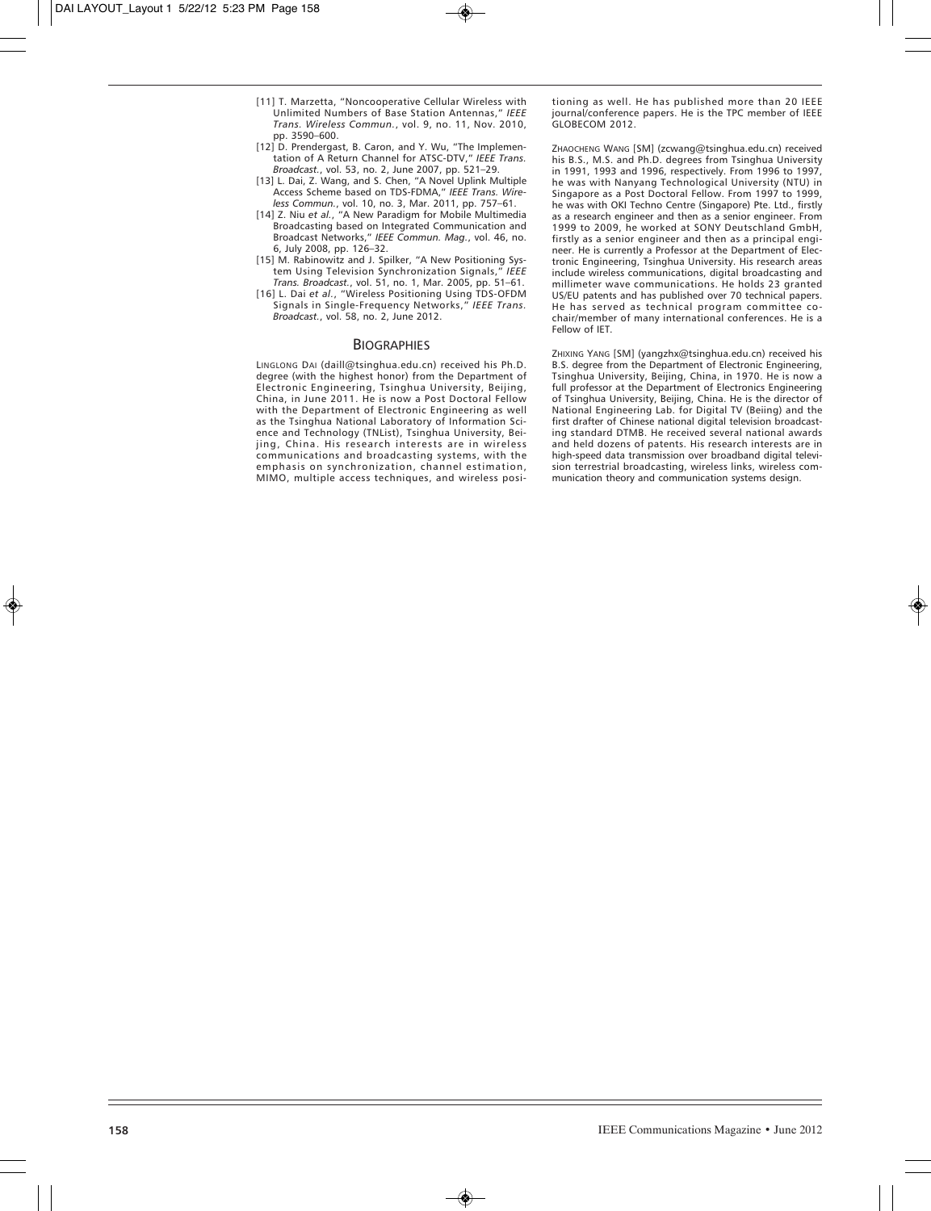[11] T. Marzetta, "Noncooperative Cellular Wireless with Unlimited Numbers of Base Station Antennas," *IEEE Trans. Wireless Commun.*, vol. 9, no. 11, Nov. 2010, pp. 3590–600.

[12] D. Prendergast, B. Caron, and Y. Wu, "The Implementation of A Return Channel for ATSC-DTV," *IEEE Trans. Broadcast.*, vol. 53, no. 2, June 2007, pp. 521–29.

[13] L. Dai, Z. Wang, and S. Chen, "A Novel Uplink Multiple Access Scheme based on TDS-FDMA," *IEEE Trans. Wireless Commun.*, vol. 10, no. 3, Mar. 2011, pp. 757–61.

[14] Z. Niu *et al.*, "A New Paradigm for Mobile Multimedia Broadcasting based on Integrated Communication and Broadcast Networks," *IEEE Commun. Mag.*, vol. 46, no. 6, July 2008, pp. 126–32.

[15] M. Rabinowitz and J. Spilker, "A New Positioning System Using Television Synchronization Signals," *IEEE Trans. Broadcast.*, vol. 51, no. 1, Mar. 2005, pp. 51–61.

[16] L. Dai *et al.*, "Wireless Positioning Using TDS-OFDM Signals in Single-Frequency Networks," *IEEE Trans. Broadcast.*, vol. 58, no. 2, June 2012.

## Biographies

LINGLONG DAI (daill@tsinghua.edu.cn) received his Ph.D. degree (with the highest honor) from the Department of Electronic Engineering, Tsinghua University, Beijing, China, in June 2011. He is now a Post Doctoral Fellow with the Department of Electronic Engineering as well as the Tsinghua National Laboratory of Information Science and Technology (TNList), Tsinghua University, Beijing, China. His research interests are in wireless communications and broadcasting systems, with the emphasis on synchronization, channel estimation, MIMO, multiple access techniques, and wireless positioning as well. He has published more than 20 IEEE journal/conference papers. He is the TPC member of IEEE GLOBECOM 2012.

ZHAOCHENG WANG [SM] (zcwang@tsinghua.edu.cn) received his B.S., M.S. and Ph.D. degrees from Tsinghua University in 1991, 1993 and 1996, respectively. From 1996 to 1997, he was with Nanyang Technological University (NTU) in Singapore as a Post Doctoral Fellow. From 1997 to 1999, he was with OKI Techno Centre (Singapore) Pte. Ltd., firstly as a research engineer and then as a senior engineer. From 1999 to 2009, he worked at SONY Deutschland GmbH, firstly as a senior engineer and then as a principal engineer. He is currently a Professor at the Department of Electronic Engineering, Tsinghua University. His research areas include wireless communications, digital broadcasting and millimeter wave communications. He holds 23 granted US/EU patents and has published over 70 technical papers. He has served as technical program committee co-chair/member of many international conferences. He is a Fellow of IET.

ZHIXING YANG [SM] (yangzhx@tsinghua.edu.cn) received his B.S. degree from the Department of Electronic Engineering, Tsinghua University, Beijing, China, in 1970. He is now a full professor at the Department of Electronics Engineering of Tsinghua University, Beijing, China. He is the director of National Engineering Lab. for Digital TV (Beiing) and the first drafter of Chinese national digital television broadcasting standard DTMB. He received several national awards and held dozens of patents. His research interests are in high-speed data transmission over broadband digital television terrestrial broadcasting, wireless links, wireless communication theory and communication systems design.